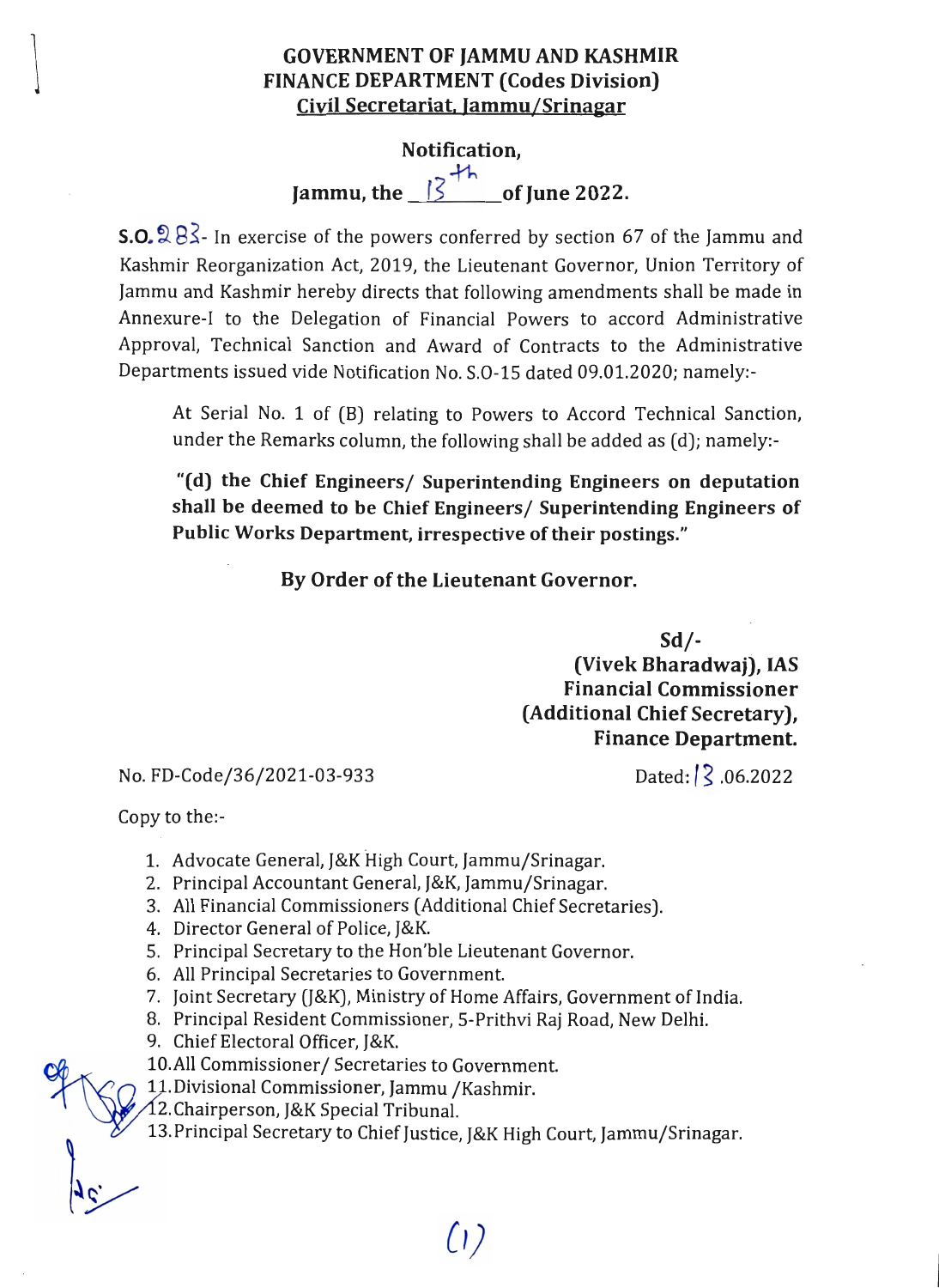**GOVERNMENT OF JAMMU AND KASHMIR**
**FINANCE DEPARTMENT (Codes Division)**
**Civil Secretariat, Jammu/Srinagar**

**Notification,**

**Jammu, the 13th of June 2022.**

**S.O. 283**- In exercise of the powers conferred by section 67 of the Jammu and Kashmir Reorganization Act, 2019, the Lieutenant Governor, Union Territory of Jammu and Kashmir hereby directs that following amendments shall be made in Annexure-I to the Delegation of Financial Powers to accord Administrative Approval, Technical Sanction and Award of Contracts to the Administrative Departments issued vide Notification No. S.O-15 dated 09.01.2020; namely:-

> At Serial No. 1 of (B) relating to Powers to Accord Technical Sanction, under the Remarks column, the following shall be added as (d); namely:-
>
> **"(d) the Chief Engineers/ Superintending Engineers on deputation shall be deemed to be Chief Engineers/ Superintending Engineers of Public Works Department, irrespective of their postings."**

**By Order of the Lieutenant Governor.**

**Sd/-**
**(Vivek Bharadwaj), IAS**
**Financial Commissioner**
**(Additional Chief Secretary),**
**Finance Department.**

No. FD-Code/36/2021-03-933 Dated: 13.06.2022

Copy to the:-

1. Advocate General, J&K High Court, Jammu/Srinagar.
2. Principal Accountant General, J&K, Jammu/Srinagar.
3. All Financial Commissioners (Additional Chief Secretaries).
4. Director General of Police, J&K.
5. Principal Secretary to the Hon'ble Lieutenant Governor.
6. All Principal Secretaries to Government.
7. Joint Secretary (J&K), Ministry of Home Affairs, Government of India.
8. Principal Resident Commissioner, 5-Prithvi Raj Road, New Delhi.
9. Chief Electoral Officer, J&K.
10. All Commissioner/ Secretaries to Government.
11. Divisional Commissioner, Jammu /Kashmir.
12. Chairperson, J&K Special Tribunal.
13. Principal Secretary to Chief Justice, J&K High Court, Jammu/Srinagar.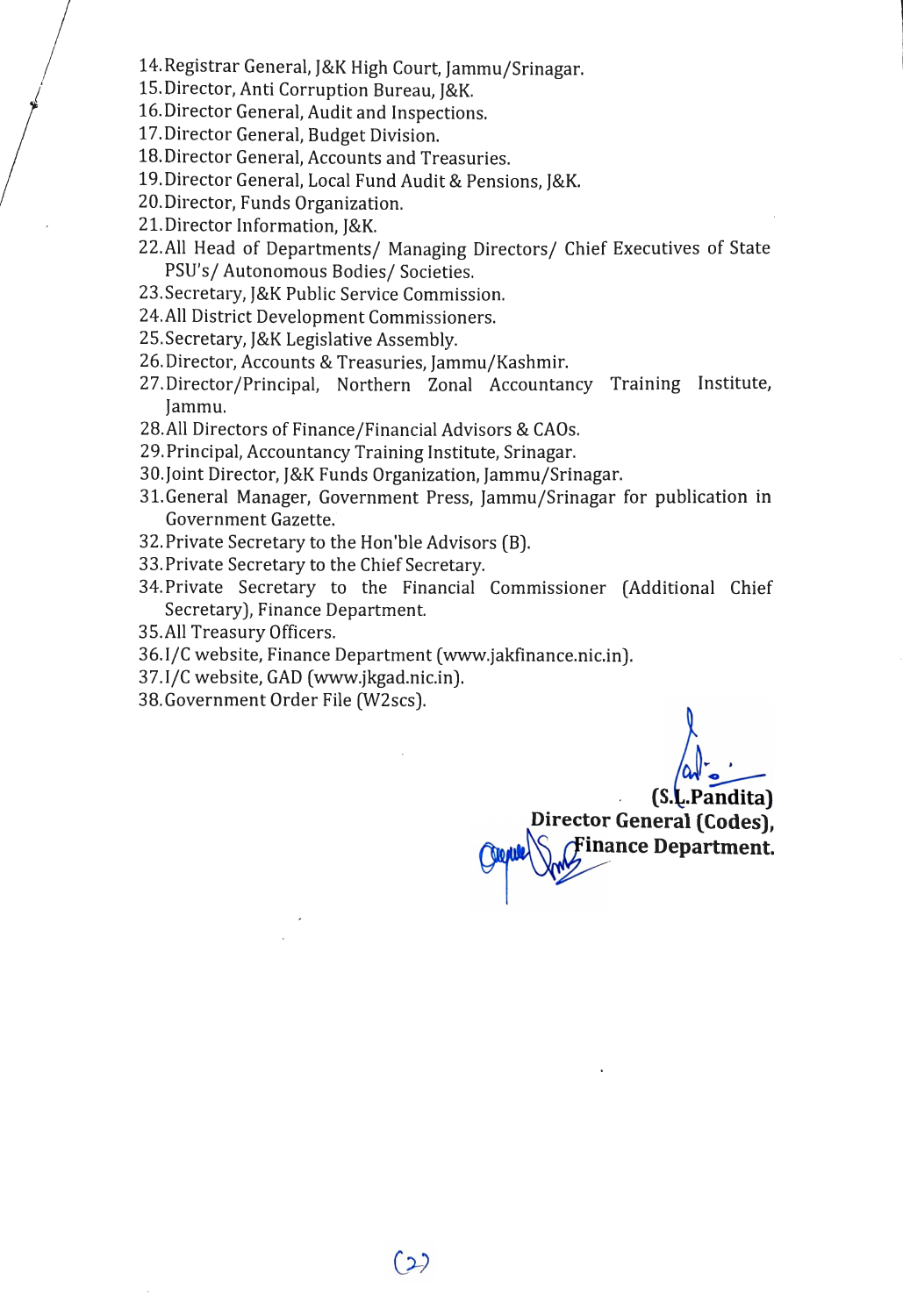14. Registrar General, J&K High Court, Jammu/Srinagar.
15. Director, Anti Corruption Bureau, J&K.
16. Director General, Audit and Inspections.
17. Director General, Budget Division.
18. Director General, Accounts and Treasuries.
19. Director General, Local Fund Audit & Pensions, J&K.
20. Director, Funds Organization.
21. Director Information, J&K.
22. All Head of Departments/ Managing Directors/ Chief Executives of State PSU's/ Autonomous Bodies/ Societies.
23. Secretary, J&K Public Service Commission.
24. All District Development Commissioners.
25. Secretary, J&K Legislative Assembly.
26. Director, Accounts & Treasuries, Jammu/Kashmir.
27. Director/Principal, Northern Zonal Accountancy Training Institute, Jammu.
28. All Directors of Finance/Financial Advisors & CAOs.
29. Principal, Accountancy Training Institute, Srinagar.
30. Joint Director, J&K Funds Organization, Jammu/Srinagar.
31. General Manager, Government Press, Jammu/Srinagar for publication in Government Gazette.
32. Private Secretary to the Hon'ble Advisors (B).
33. Private Secretary to the Chief Secretary.
34. Private Secretary to the Financial Commissioner (Additional Chief Secretary), Finance Department.
35. All Treasury Officers.
36. I/C website, Finance Department (www.jakfinance.nic.in).
37. I/C website, GAD (www.jkgad.nic.in).
38. Government Order File (W2scs).

**(S.L.Pandita)**
**Director General (Codes),**
**Finance Department.**